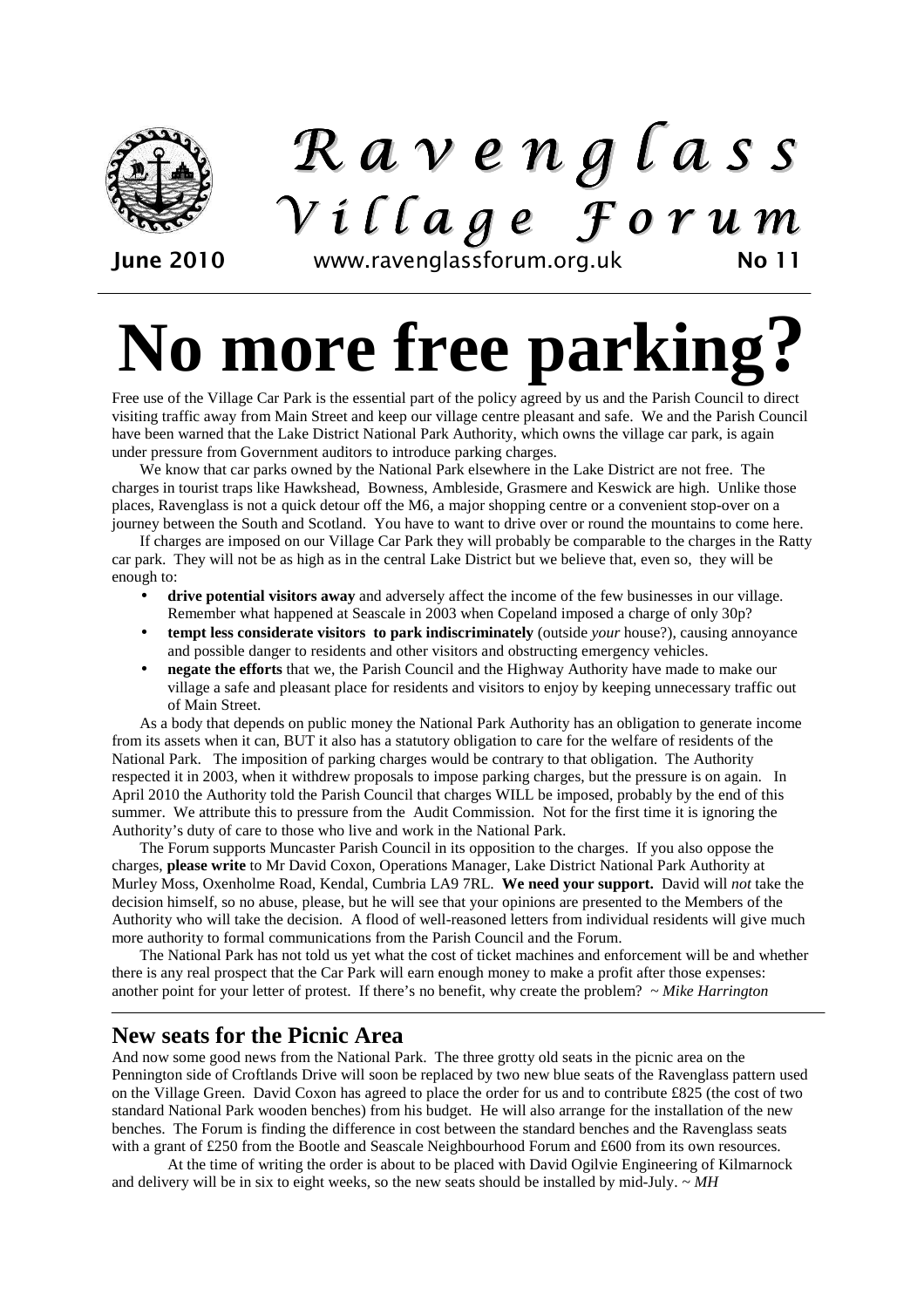# Ravenglass Village Forum

**June 2010** www.ravenglassforum.org.uk **No 11**

# No more free parking?

Free use of the Village Car Park is the essential part of the policy agreed by us and the Parish Council to direct visiting traffic away from Main Street and keep our village centre pleasant and safe. We and the Parish Council have been warned that the Lake District National Park Authority, which owns the village car park, is again under pressure from Government auditors to introduce parking charges.

We know that car parks owned by the National Park elsewhere in the Lake District are not free. The charges in tourist traps like Hawkshead, Bowness, Ambleside, Grasmere and Keswick are high. Unlike those places, Ravenglass is not a quick detour off the M6, a major shopping centre or a convenient stop-over on a journey between the South and Scotland. You have to want to drive over or round the mountains to come here.

If charges are imposed on our Village Car Park they will probably be comparable to the charges in the Ratty car park. They will not be as high as in the central Lake District but we believe that, even so, they will be enough to:

- **drive potential visitors away** and adversely affect the income of the few businesses in our village. Remember what happened at Seascale in 2003 when Copeland imposed a charge of only 30p?
- **tempt less considerate visitors to park indiscriminately** (outside *your* house?), causing annoyance and possible danger to residents and other visitors and obstructing emergency vehicles.
- **negate the efforts** that we, the Parish Council and the Highway Authority have made to make our village a safe and pleasant place for residents and visitors to enjoy by keeping unnecessary traffic out of Main Street.

As a body that depends on public money the National Park Authority has an obligation to generate income from its assets when it can, BUT it also has a statutory obligation to care for the welfare of residents of the National Park. The imposition of parking charges would be contrary to that obligation. The Authority respected it in 2003, when it withdrew proposals to impose parking charges, but the pressure is on again. In April 2010 the Authority told the Parish Council that charges WILL be imposed, probably by the end of this summer. We attribute this to pressure from the Audit Commission. Not for the first time it is ignoring the Authority's duty of care to those who live and work in the National Park.

The Forum supports Muncaster Parish Council in its opposition to the charges. If you also oppose the charges, **please write** to Mr David Coxon, Operations Manager, Lake District National Park Authority at Murley Moss, Oxenholme Road, Kendal, Cumbria LA9 7RL. **We need your support.** David will *not* take the decision himself, so no abuse, please, but he will see that your opinions are presented to the Members of the Authority who will take the decision. A flood of well-reasoned letters from individual residents will give much more authority to formal communications from the Parish Council and the Forum.

The National Park has not told us yet what the cost of ticket machines and enforcement will be and whether there is any real prospect that the Car Park will earn enough money to make a profit after those expenses: another point for your letter of protest. If there's no benefit, why create the problem? ~ *Mike Harrington*

## New seats for the Picnic Area

And now some good news from the National Park. The three grotty old seats in the picnic area on the Pennington side of Croftlands Drive will soon be replaced by two new blue seats of the Ravenglass pattern used on the Village Green. David Coxon has agreed to place the order for us and to contribute £825 (the cost of two standard National Park wooden benches) from his budget. He will also arrange for the installation of the new benches. The Forum is finding the difference in cost between the standard benches and the Ravenglass seats with a grant of £250 from the Bootle and Seascale Neighbourhood Forum and £600 from its own resources.

At the time of writing the order is about to be placed with David Ogilvie Engineering of Kilmarnock and delivery will be in six to eight weeks, so the new seats should be installed by mid-July. ~ *MH*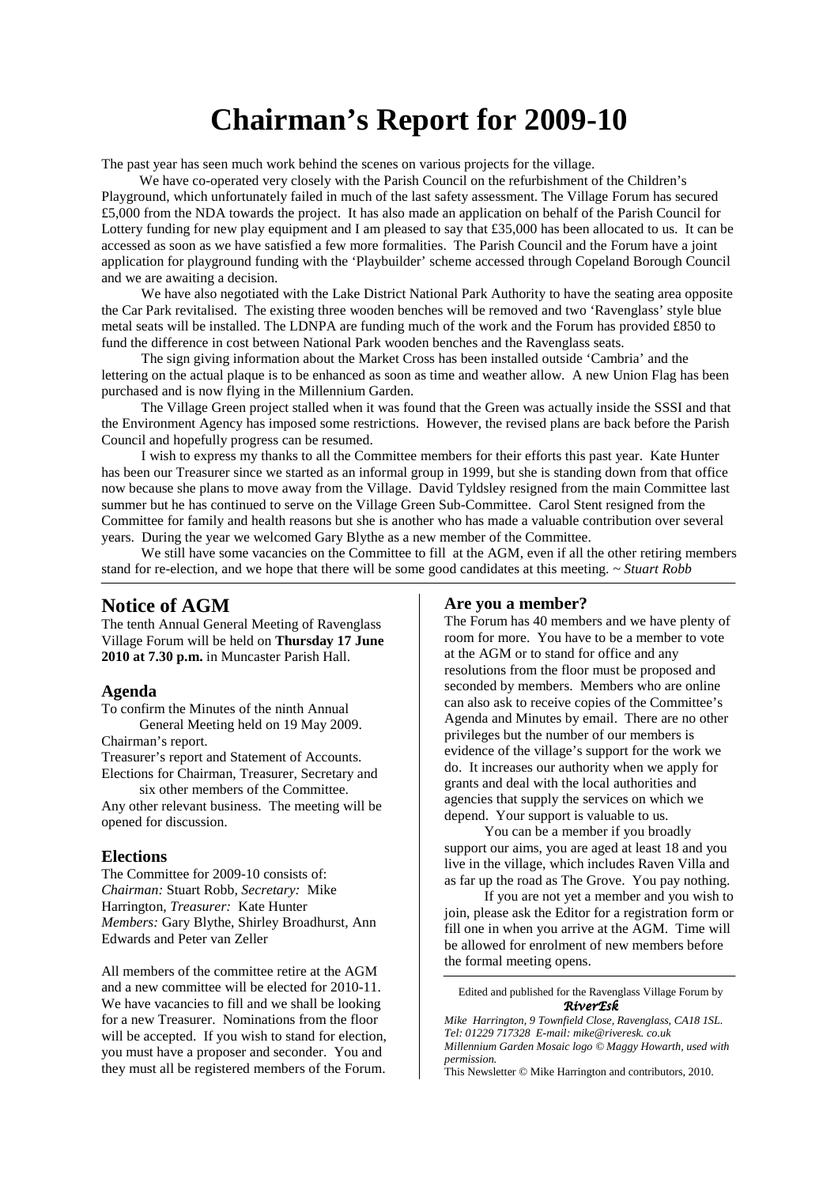# Chairman's Report for 2009-10

The past year has seen much work behind the scenes on various projects for the village.

We have co-operated very closely with the Parish Council on the refurbishment of the Children's Playground, which unfortunately failed in much of the last safety assessment. The Village Forum has secured £5,000 from the NDA towards the project. It has also made an application on behalf of the Parish Council for Lottery funding for new play equipment and I am pleased to say that £35,000 has been allocated to us. It can be accessed as soon as we have satisfied a few more formalities. The Parish Council and the Forum have a joint application for playground funding with the 'Playbuilder' scheme accessed through Copeland Borough Council and we are awaiting a decision.

We have also negotiated with the Lake District National Park Authority to have the seating area opposite the Car Park revitalised. The existing three wooden benches will be removed and two 'Ravenglass' style blue metal seats will be installed. The LDNPA are funding much of the work and the Forum has provided £850 to fund the difference in cost between National Park wooden benches and the Ravenglass seats.

The sign giving information about the Market Cross has been installed outside 'Cambria' and the lettering on the actual plaque is to be enhanced as soon as time and weather allow. A new Union Flag has been purchased and is now flying in the Millennium Garden.

The Village Green project stalled when it was found that the Green was actually inside the SSSI and that the Environment Agency has imposed some restrictions. However, the revised plans are back before the Parish Council and hopefully progress can be resumed.

I wish to express my thanks to all the Committee members for their efforts this past year. Kate Hunter has been our Treasurer since we started as an informal group in 1999, but she is standing down from that office now because she plans to move away from the Village. David Tyldsley resigned from the main Committee last summer but he has continued to serve on the Village Green Sub-Committee. Carol Stent resigned from the Committee for family and health reasons but she is another who has made a valuable contribution over several years. During the year we welcomed Gary Blythe as a new member of the Committee.

We still have some vacancies on the Committee to fill at the AGM, even if all the other retiring members stand for re-election, and we hope that there will be some good candidates at this meeting. ~ *Stuart Robb*

## Notice of AGM

The tenth Annual General Meeting of Ravenglass Village Forum will be held on **Thursday 17 June 2010 at 7.30 p.m.** in Muncaster Parish Hall.

### Agenda

To confirm the Minutes of the ninth Annual General Meeting held on 19 May 2009.
Chairman's report.
Treasurer's report and Statement of Accounts.
Elections for Chairman, Treasurer, Secretary and six other members of the Committee.
Any other relevant business. The meeting will be opened for discussion.

### Elections

The Committee for 2009-10 consists of:
*Chairman:* Stuart Robb, *Secretary:* Mike Harrington, *Treasurer:* Kate Hunter
*Members:* Gary Blythe, Shirley Broadhurst, Ann Edwards and Peter van Zeller

All members of the committee retire at the AGM and a new committee will be elected for 2010-11. We have vacancies to fill and we shall be looking for a new Treasurer. Nominations from the floor will be accepted. If you wish to stand for election, you must have a proposer and seconder. You and they must all be registered members of the Forum.

### Are you a member?

The Forum has 40 members and we have plenty of room for more. You have to be a member to vote at the AGM or to stand for office and any resolutions from the floor must be proposed and seconded by members. Members who are online can also ask to receive copies of the Committee's Agenda and Minutes by email. There are no other privileges but the number of our members is evidence of the village's support for the work we do. It increases our authority when we apply for grants and deal with the local authorities and agencies that supply the services on which we depend. Your support is valuable to us.

You can be a member if you broadly support our aims, you are aged at least 18 and you live in the village, which includes Raven Villa and as far up the road as The Grove. You pay nothing.

If you are not yet a member and you wish to join, please ask the Editor for a registration form or fill one in when you arrive at the AGM. Time will be allowed for enrolment of new members before the formal meeting opens.

Edited and published for the Ravenglass Village Forum by *RiverEsk*
*Mike Harrington, 9 Townfield Close, Ravenglass, CA18 1SL. Tel: 01229 717328 E-mail: mike@riveresk. co.uk*
*Millennium Garden Mosaic logo © Maggy Howarth, used with permission.*
This Newsletter © Mike Harrington and contributors, 2010.